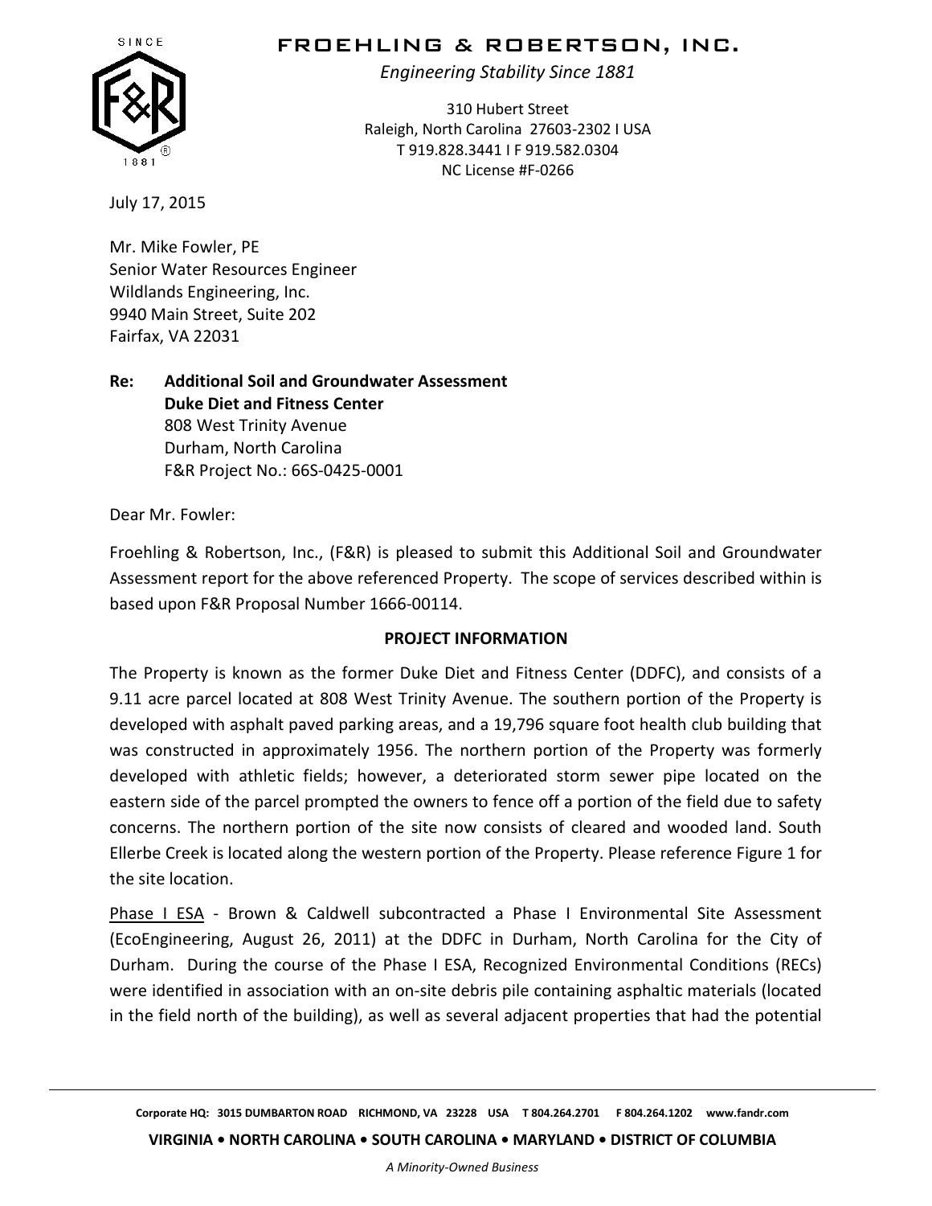# FROEHLING & ROBERTSON, INC.

*Engineering Stability Since 1881*

310 Hubert Street
Raleigh, North Carolina 27603-2302 I USA
T 919.828.3441 I F 919.582.0304
NC License #F-0266

July 17, 2015

Mr. Mike Fowler, PE
Senior Water Resources Engineer
Wildlands Engineering, Inc.
9940 Main Street, Suite 202
Fairfax, VA 22031

**Re: Additional Soil and Groundwater Assessment**
**Duke Diet and Fitness Center**
808 West Trinity Avenue
Durham, North Carolina
F&R Project No.: 66S-0425-0001

Dear Mr. Fowler:

Froehling & Robertson, Inc., (F&R) is pleased to submit this Additional Soil and Groundwater Assessment report for the above referenced Property. The scope of services described within is based upon F&R Proposal Number 1666-00114.

## PROJECT INFORMATION

The Property is known as the former Duke Diet and Fitness Center (DDFC), and consists of a 9.11 acre parcel located at 808 West Trinity Avenue. The southern portion of the Property is developed with asphalt paved parking areas, and a 19,796 square foot health club building that was constructed in approximately 1956. The northern portion of the Property was formerly developed with athletic fields; however, a deteriorated storm sewer pipe located on the eastern side of the parcel prompted the owners to fence off a portion of the field due to safety concerns. The northern portion of the site now consists of cleared and wooded land. South Ellerbe Creek is located along the western portion of the Property. Please reference Figure 1 for the site location.

<u>Phase I ESA</u> - Brown & Caldwell subcontracted a Phase I Environmental Site Assessment (EcoEngineering, August 26, 2011) at the DDFC in Durham, North Carolina for the City of Durham. During the course of the Phase I ESA, Recognized Environmental Conditions (RECs) were identified in association with an on-site debris pile containing asphaltic materials (located in the field north of the building), as well as several adjacent properties that had the potential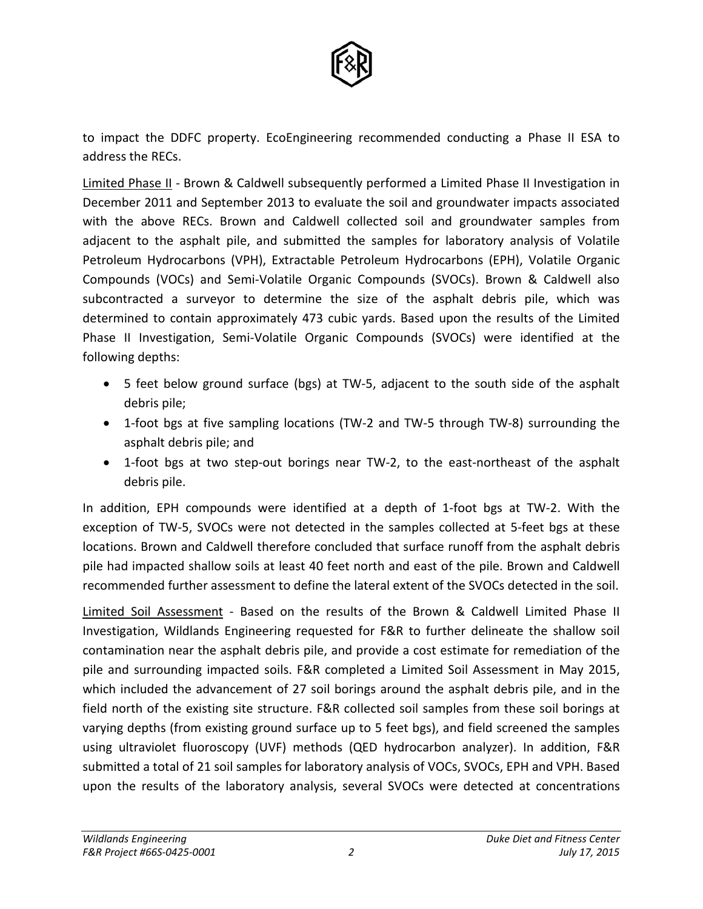to impact the DDFC property. EcoEngineering recommended conducting a Phase II ESA to address the RECs.

Limited Phase II - Brown & Caldwell subsequently performed a Limited Phase II Investigation in December 2011 and September 2013 to evaluate the soil and groundwater impacts associated with the above RECs. Brown and Caldwell collected soil and groundwater samples from adjacent to the asphalt pile, and submitted the samples for laboratory analysis of Volatile Petroleum Hydrocarbons (VPH), Extractable Petroleum Hydrocarbons (EPH), Volatile Organic Compounds (VOCs) and Semi-Volatile Organic Compounds (SVOCs). Brown & Caldwell also subcontracted a surveyor to determine the size of the asphalt debris pile, which was determined to contain approximately 473 cubic yards. Based upon the results of the Limited Phase II Investigation, Semi-Volatile Organic Compounds (SVOCs) were identified at the following depths:

- 5 feet below ground surface (bgs) at TW-5, adjacent to the south side of the asphalt debris pile;
- 1-foot bgs at five sampling locations (TW-2 and TW-5 through TW-8) surrounding the asphalt debris pile; and
- 1-foot bgs at two step-out borings near TW-2, to the east-northeast of the asphalt debris pile.

In addition, EPH compounds were identified at a depth of 1-foot bgs at TW-2. With the exception of TW-5, SVOCs were not detected in the samples collected at 5-feet bgs at these locations. Brown and Caldwell therefore concluded that surface runoff from the asphalt debris pile had impacted shallow soils at least 40 feet north and east of the pile. Brown and Caldwell recommended further assessment to define the lateral extent of the SVOCs detected in the soil.

Limited Soil Assessment - Based on the results of the Brown & Caldwell Limited Phase II Investigation, Wildlands Engineering requested for F&R to further delineate the shallow soil contamination near the asphalt debris pile, and provide a cost estimate for remediation of the pile and surrounding impacted soils. F&R completed a Limited Soil Assessment in May 2015, which included the advancement of 27 soil borings around the asphalt debris pile, and in the field north of the existing site structure. F&R collected soil samples from these soil borings at varying depths (from existing ground surface up to 5 feet bgs), and field screened the samples using ultraviolet fluoroscopy (UVF) methods (QED hydrocarbon analyzer). In addition, F&R submitted a total of 21 soil samples for laboratory analysis of VOCs, SVOCs, EPH and VPH. Based upon the results of the laboratory analysis, several SVOCs were detected at concentrations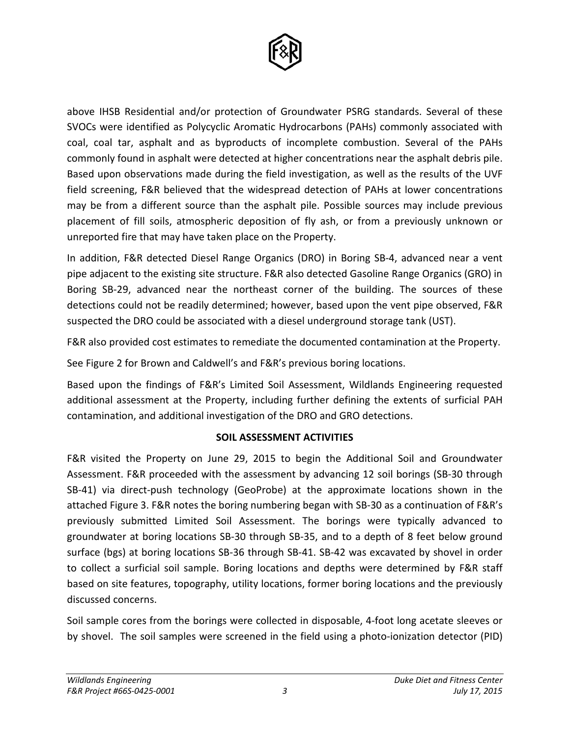above IHSB Residential and/or protection of Groundwater PSRG standards. Several of these SVOCs were identified as Polycyclic Aromatic Hydrocarbons (PAHs) commonly associated with coal, coal tar, asphalt and as byproducts of incomplete combustion. Several of the PAHs commonly found in asphalt were detected at higher concentrations near the asphalt debris pile. Based upon observations made during the field investigation, as well as the results of the UVF field screening, F&R believed that the widespread detection of PAHs at lower concentrations may be from a different source than the asphalt pile. Possible sources may include previous placement of fill soils, atmospheric deposition of fly ash, or from a previously unknown or unreported fire that may have taken place on the Property.

In addition, F&R detected Diesel Range Organics (DRO) in Boring SB-4, advanced near a vent pipe adjacent to the existing site structure. F&R also detected Gasoline Range Organics (GRO) in Boring SB-29, advanced near the northeast corner of the building. The sources of these detections could not be readily determined; however, based upon the vent pipe observed, F&R suspected the DRO could be associated with a diesel underground storage tank (UST).

F&R also provided cost estimates to remediate the documented contamination at the Property.

See Figure 2 for Brown and Caldwell's and F&R's previous boring locations.

Based upon the findings of F&R's Limited Soil Assessment, Wildlands Engineering requested additional assessment at the Property, including further defining the extents of surficial PAH contamination, and additional investigation of the DRO and GRO detections.

## SOIL ASSESSMENT ACTIVITIES

F&R visited the Property on June 29, 2015 to begin the Additional Soil and Groundwater Assessment. F&R proceeded with the assessment by advancing 12 soil borings (SB-30 through SB-41) via direct-push technology (GeoProbe) at the approximate locations shown in the attached Figure 3. F&R notes the boring numbering began with SB-30 as a continuation of F&R's previously submitted Limited Soil Assessment. The borings were typically advanced to groundwater at boring locations SB-30 through SB-35, and to a depth of 8 feet below ground surface (bgs) at boring locations SB-36 through SB-41. SB-42 was excavated by shovel in order to collect a surficial soil sample. Boring locations and depths were determined by F&R staff based on site features, topography, utility locations, former boring locations and the previously discussed concerns.

Soil sample cores from the borings were collected in disposable, 4-foot long acetate sleeves or by shovel. The soil samples were screened in the field using a photo-ionization detector (PID)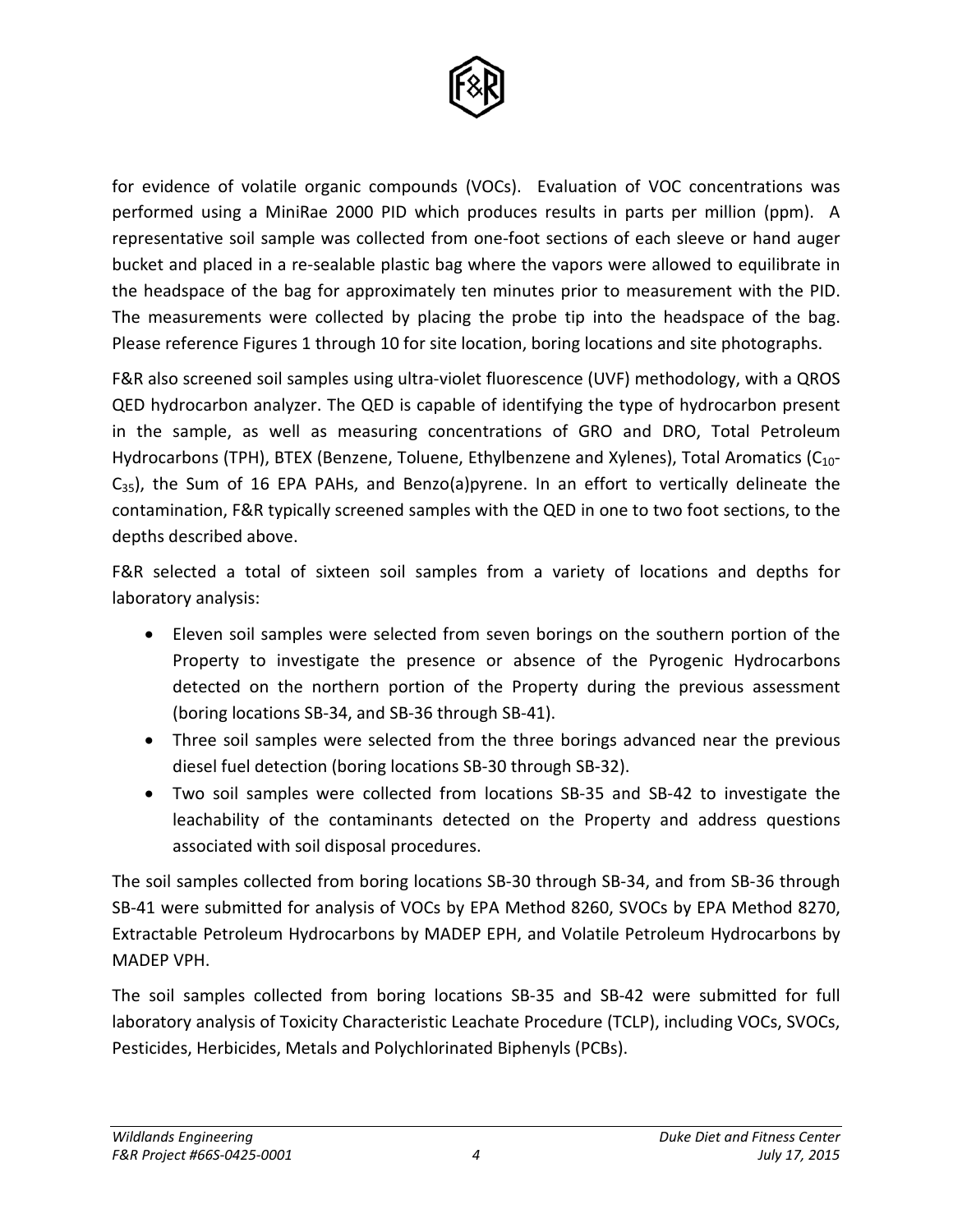for evidence of volatile organic compounds (VOCs). Evaluation of VOC concentrations was performed using a MiniRae 2000 PID which produces results in parts per million (ppm). A representative soil sample was collected from one-foot sections of each sleeve or hand auger bucket and placed in a re-sealable plastic bag where the vapors were allowed to equilibrate in the headspace of the bag for approximately ten minutes prior to measurement with the PID. The measurements were collected by placing the probe tip into the headspace of the bag. Please reference Figures 1 through 10 for site location, boring locations and site photographs.

F&R also screened soil samples using ultra-violet fluorescence (UVF) methodology, with a QROS QED hydrocarbon analyzer. The QED is capable of identifying the type of hydrocarbon present in the sample, as well as measuring concentrations of GRO and DRO, Total Petroleum Hydrocarbons (TPH), BTEX (Benzene, Toluene, Ethylbenzene and Xylenes), Total Aromatics ($C_{10}$-$C_{35}$), the Sum of 16 EPA PAHs, and Benzo(a)pyrene. In an effort to vertically delineate the contamination, F&R typically screened samples with the QED in one to two foot sections, to the depths described above.

F&R selected a total of sixteen soil samples from a variety of locations and depths for laboratory analysis:

- Eleven soil samples were selected from seven borings on the southern portion of the Property to investigate the presence or absence of the Pyrogenic Hydrocarbons detected on the northern portion of the Property during the previous assessment (boring locations SB-34, and SB-36 through SB-41).
- Three soil samples were selected from the three borings advanced near the previous diesel fuel detection (boring locations SB-30 through SB-32).
- Two soil samples were collected from locations SB-35 and SB-42 to investigate the leachability of the contaminants detected on the Property and address questions associated with soil disposal procedures.

The soil samples collected from boring locations SB-30 through SB-34, and from SB-36 through SB-41 were submitted for analysis of VOCs by EPA Method 8260, SVOCs by EPA Method 8270, Extractable Petroleum Hydrocarbons by MADEP EPH, and Volatile Petroleum Hydrocarbons by MADEP VPH.

The soil samples collected from boring locations SB-35 and SB-42 were submitted for full laboratory analysis of Toxicity Characteristic Leachate Procedure (TCLP), including VOCs, SVOCs, Pesticides, Herbicides, Metals and Polychlorinated Biphenyls (PCBs).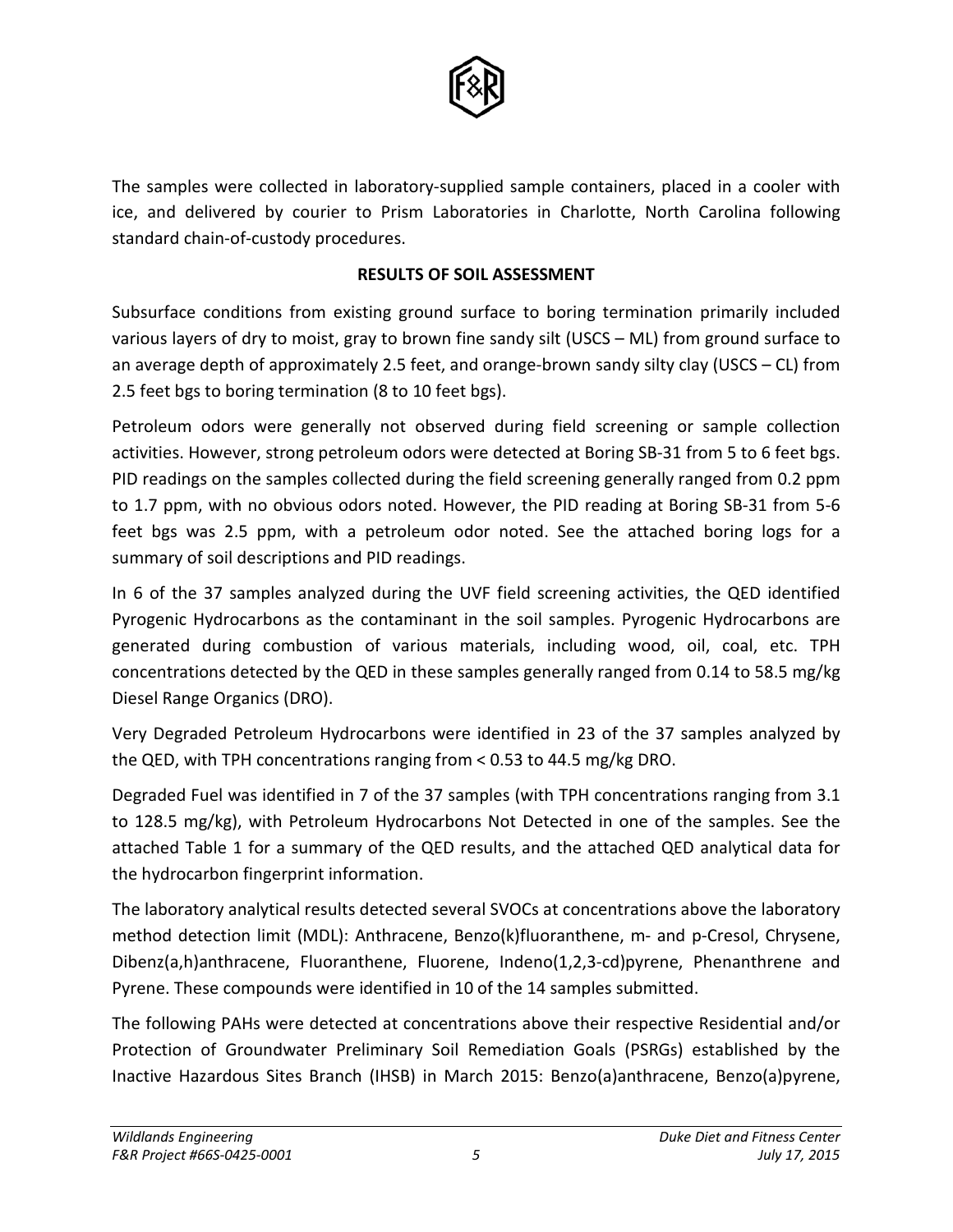The samples were collected in laboratory-supplied sample containers, placed in a cooler with ice, and delivered by courier to Prism Laboratories in Charlotte, North Carolina following standard chain-of-custody procedures.

**RESULTS OF SOIL ASSESSMENT**

Subsurface conditions from existing ground surface to boring termination primarily included various layers of dry to moist, gray to brown fine sandy silt (USCS – ML) from ground surface to an average depth of approximately 2.5 feet, and orange-brown sandy silty clay (USCS – CL) from 2.5 feet bgs to boring termination (8 to 10 feet bgs).

Petroleum odors were generally not observed during field screening or sample collection activities. However, strong petroleum odors were detected at Boring SB-31 from 5 to 6 feet bgs. PID readings on the samples collected during the field screening generally ranged from 0.2 ppm to 1.7 ppm, with no obvious odors noted. However, the PID reading at Boring SB-31 from 5-6 feet bgs was 2.5 ppm, with a petroleum odor noted. See the attached boring logs for a summary of soil descriptions and PID readings.

In 6 of the 37 samples analyzed during the UVF field screening activities, the QED identified Pyrogenic Hydrocarbons as the contaminant in the soil samples. Pyrogenic Hydrocarbons are generated during combustion of various materials, including wood, oil, coal, etc. TPH concentrations detected by the QED in these samples generally ranged from 0.14 to 58.5 mg/kg Diesel Range Organics (DRO).

Very Degraded Petroleum Hydrocarbons were identified in 23 of the 37 samples analyzed by the QED, with TPH concentrations ranging from < 0.53 to 44.5 mg/kg DRO.

Degraded Fuel was identified in 7 of the 37 samples (with TPH concentrations ranging from 3.1 to 128.5 mg/kg), with Petroleum Hydrocarbons Not Detected in one of the samples. See the attached Table 1 for a summary of the QED results, and the attached QED analytical data for the hydrocarbon fingerprint information.

The laboratory analytical results detected several SVOCs at concentrations above the laboratory method detection limit (MDL): Anthracene, Benzo(k)fluoranthene, m- and p-Cresol, Chrysene, Dibenz(a,h)anthracene, Fluoranthene, Fluorene, Indeno(1,2,3-cd)pyrene, Phenanthrene and Pyrene. These compounds were identified in 10 of the 14 samples submitted.

The following PAHs were detected at concentrations above their respective Residential and/or Protection of Groundwater Preliminary Soil Remediation Goals (PSRGs) established by the Inactive Hazardous Sites Branch (IHSB) in March 2015: Benzo(a)anthracene, Benzo(a)pyrene,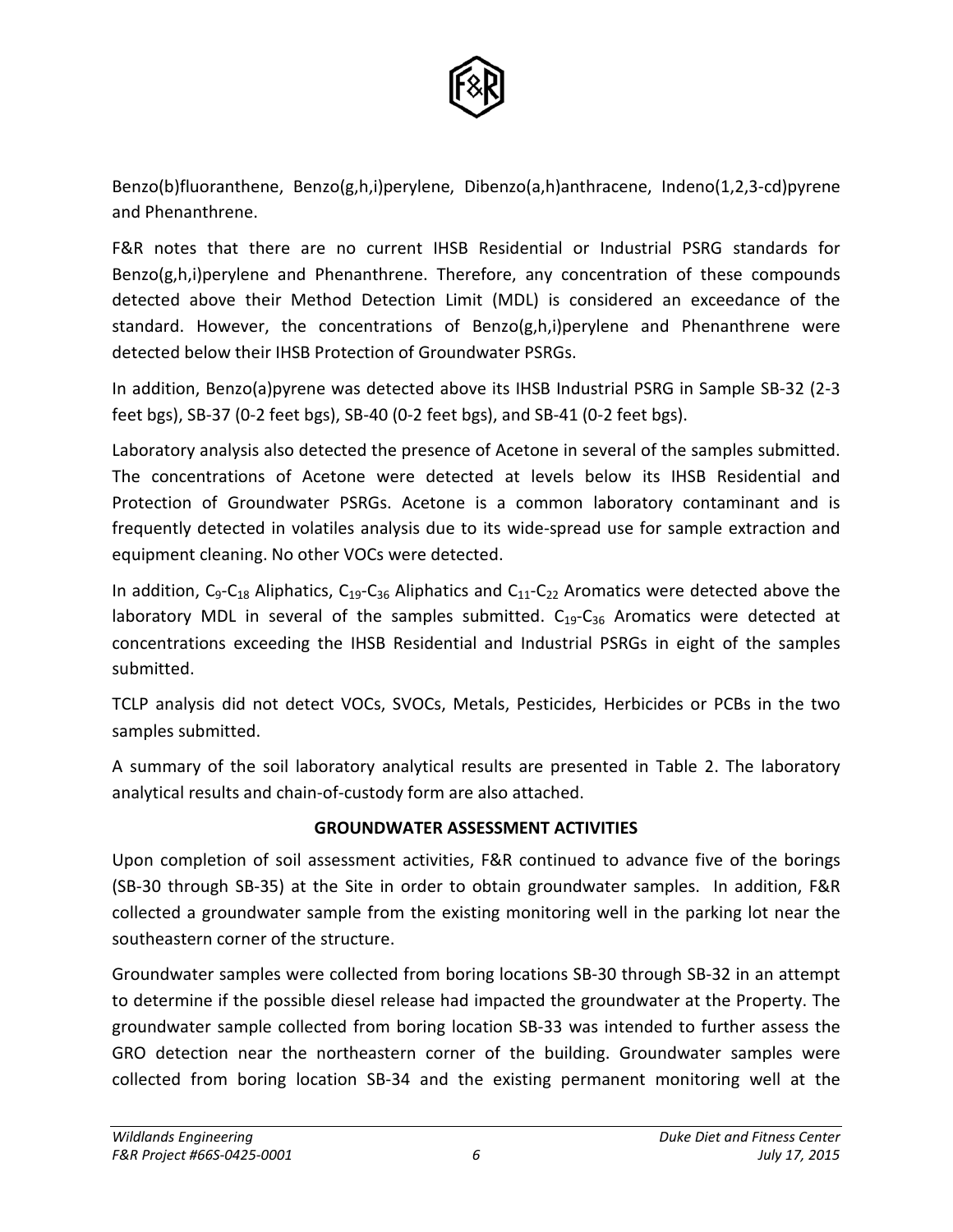Benzo(b)fluoranthene, Benzo(g,h,i)perylene, Dibenzo(a,h)anthracene, Indeno(1,2,3-cd)pyrene and Phenanthrene.

F&R notes that there are no current IHSB Residential or Industrial PSRG standards for Benzo(g,h,i)perylene and Phenanthrene. Therefore, any concentration of these compounds detected above their Method Detection Limit (MDL) is considered an exceedance of the standard. However, the concentrations of Benzo(g,h,i)perylene and Phenanthrene were detected below their IHSB Protection of Groundwater PSRGs.

In addition, Benzo(a)pyrene was detected above its IHSB Industrial PSRG in Sample SB-32 (2-3 feet bgs), SB-37 (0-2 feet bgs), SB-40 (0-2 feet bgs), and SB-41 (0-2 feet bgs).

Laboratory analysis also detected the presence of Acetone in several of the samples submitted. The concentrations of Acetone were detected at levels below its IHSB Residential and Protection of Groundwater PSRGs. Acetone is a common laboratory contaminant and is frequently detected in volatiles analysis due to its wide-spread use for sample extraction and equipment cleaning. No other VOCs were detected.

In addition, $C_9$-$C_{18}$ Aliphatics, $C_{19}$-$C_{36}$ Aliphatics and $C_{11}$-$C_{22}$ Aromatics were detected above the laboratory MDL in several of the samples submitted. $C_{19}$-$C_{36}$ Aromatics were detected at concentrations exceeding the IHSB Residential and Industrial PSRGs in eight of the samples submitted.

TCLP analysis did not detect VOCs, SVOCs, Metals, Pesticides, Herbicides or PCBs in the two samples submitted.

A summary of the soil laboratory analytical results are presented in Table 2. The laboratory analytical results and chain-of-custody form are also attached.

## GROUNDWATER ASSESSMENT ACTIVITIES

Upon completion of soil assessment activities, F&R continued to advance five of the borings (SB-30 through SB-35) at the Site in order to obtain groundwater samples. In addition, F&R collected a groundwater sample from the existing monitoring well in the parking lot near the southeastern corner of the structure.

Groundwater samples were collected from boring locations SB-30 through SB-32 in an attempt to determine if the possible diesel release had impacted the groundwater at the Property. The groundwater sample collected from boring location SB-33 was intended to further assess the GRO detection near the northeastern corner of the building. Groundwater samples were collected from boring location SB-34 and the existing permanent monitoring well at the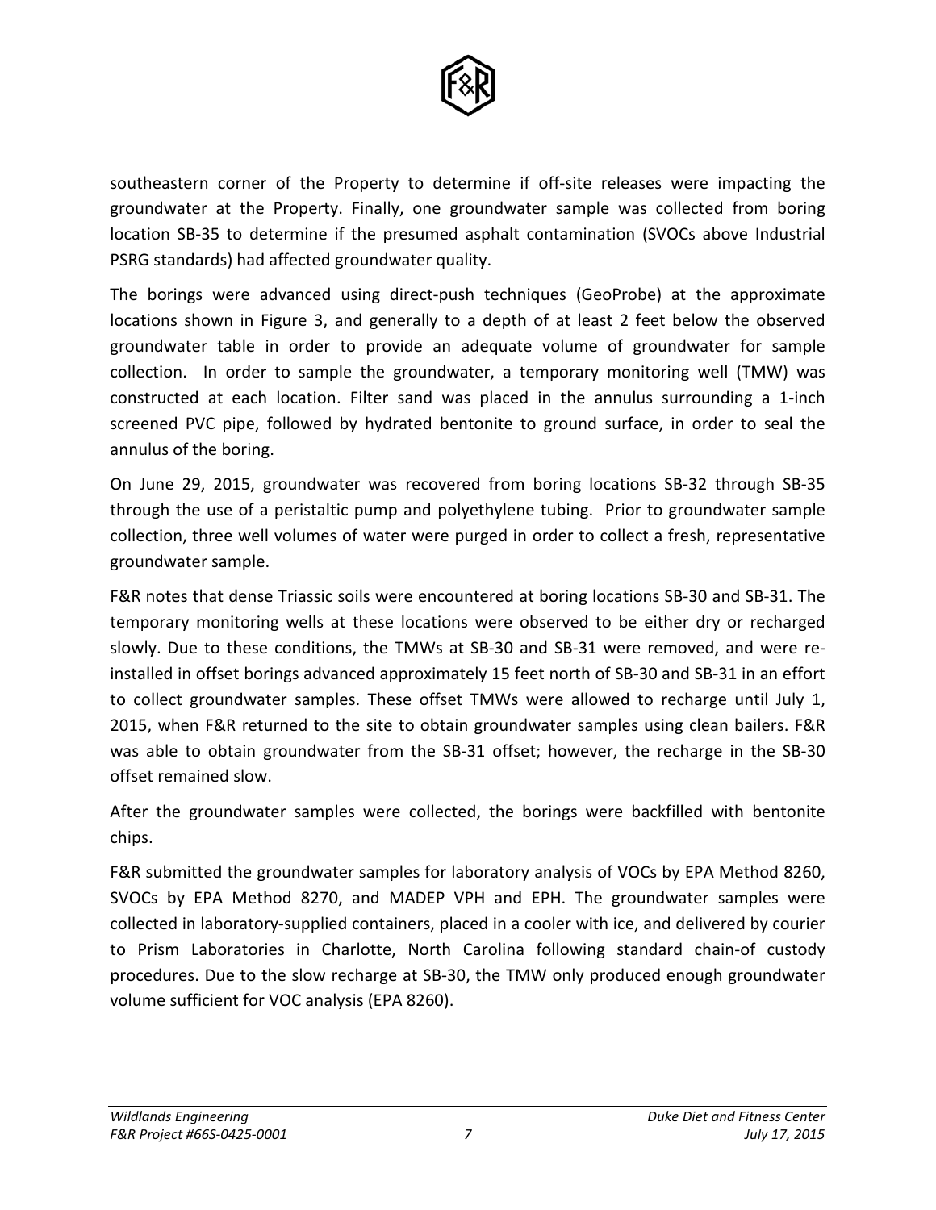southeastern corner of the Property to determine if off-site releases were impacting the groundwater at the Property. Finally, one groundwater sample was collected from boring location SB-35 to determine if the presumed asphalt contamination (SVOCs above Industrial PSRG standards) had affected groundwater quality.

The borings were advanced using direct-push techniques (GeoProbe) at the approximate locations shown in Figure 3, and generally to a depth of at least 2 feet below the observed groundwater table in order to provide an adequate volume of groundwater for sample collection. In order to sample the groundwater, a temporary monitoring well (TMW) was constructed at each location. Filter sand was placed in the annulus surrounding a 1-inch screened PVC pipe, followed by hydrated bentonite to ground surface, in order to seal the annulus of the boring.

On June 29, 2015, groundwater was recovered from boring locations SB-32 through SB-35 through the use of a peristaltic pump and polyethylene tubing. Prior to groundwater sample collection, three well volumes of water were purged in order to collect a fresh, representative groundwater sample.

F&R notes that dense Triassic soils were encountered at boring locations SB-30 and SB-31. The temporary monitoring wells at these locations were observed to be either dry or recharged slowly. Due to these conditions, the TMWs at SB-30 and SB-31 were removed, and were re-installed in offset borings advanced approximately 15 feet north of SB-30 and SB-31 in an effort to collect groundwater samples. These offset TMWs were allowed to recharge until July 1, 2015, when F&R returned to the site to obtain groundwater samples using clean bailers. F&R was able to obtain groundwater from the SB-31 offset; however, the recharge in the SB-30 offset remained slow.

After the groundwater samples were collected, the borings were backfilled with bentonite chips.

F&R submitted the groundwater samples for laboratory analysis of VOCs by EPA Method 8260, SVOCs by EPA Method 8270, and MADEP VPH and EPH. The groundwater samples were collected in laboratory-supplied containers, placed in a cooler with ice, and delivered by courier to Prism Laboratories in Charlotte, North Carolina following standard chain-of custody procedures. Due to the slow recharge at SB-30, the TMW only produced enough groundwater volume sufficient for VOC analysis (EPA 8260).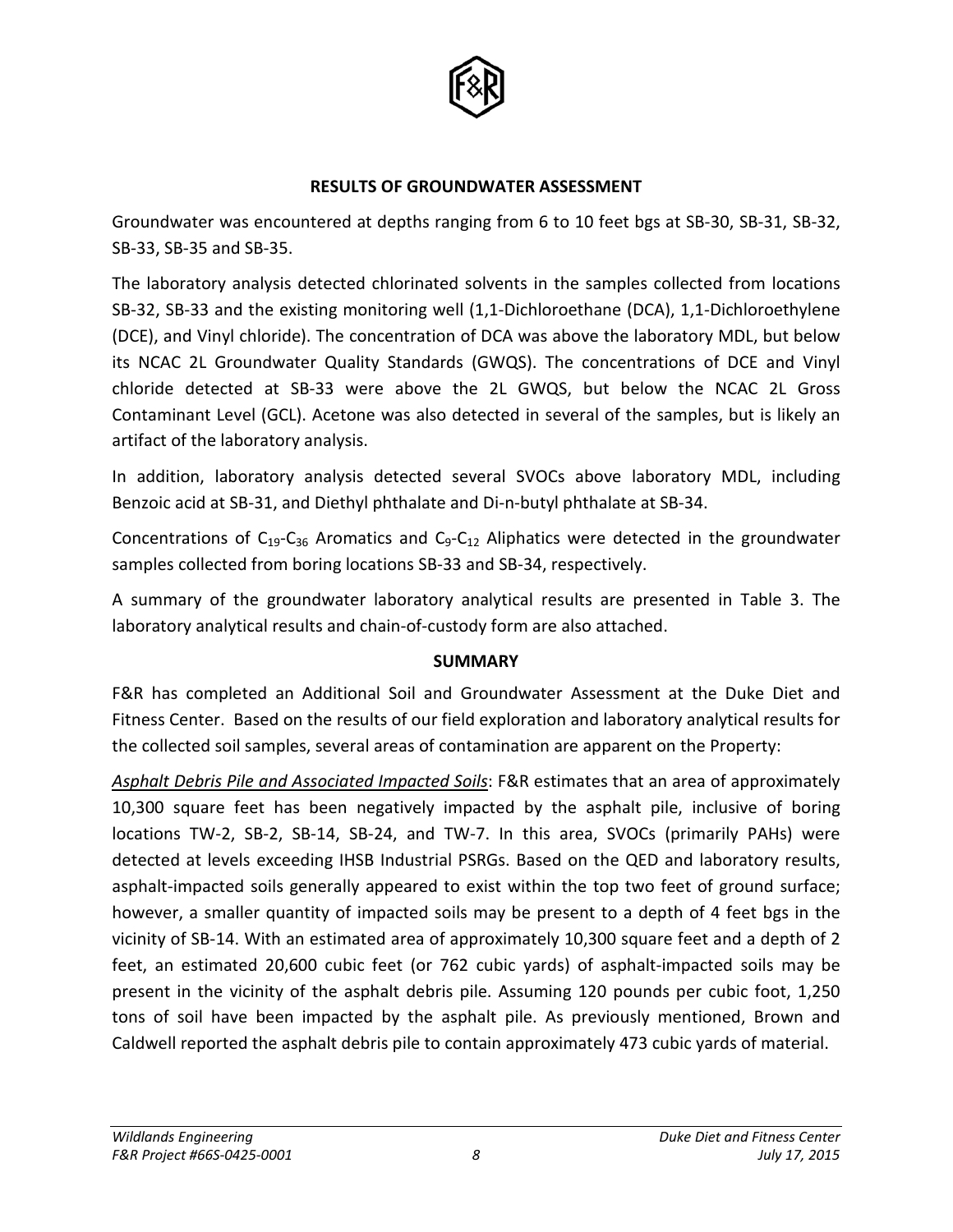## RESULTS OF GROUNDWATER ASSESSMENT

Groundwater was encountered at depths ranging from 6 to 10 feet bgs at SB-30, SB-31, SB-32, SB-33, SB-35 and SB-35.

The laboratory analysis detected chlorinated solvents in the samples collected from locations SB-32, SB-33 and the existing monitoring well (1,1-Dichloroethane (DCA), 1,1-Dichloroethylene (DCE), and Vinyl chloride). The concentration of DCA was above the laboratory MDL, but below its NCAC 2L Groundwater Quality Standards (GWQS). The concentrations of DCE and Vinyl chloride detected at SB-33 were above the 2L GWQS, but below the NCAC 2L Gross Contaminant Level (GCL). Acetone was also detected in several of the samples, but is likely an artifact of the laboratory analysis.

In addition, laboratory analysis detected several SVOCs above laboratory MDL, including Benzoic acid at SB-31, and Diethyl phthalate and Di-n-butyl phthalate at SB-34.

Concentrations of $C_{19}$-$C_{36}$ Aromatics and $C_9$-$C_{12}$ Aliphatics were detected in the groundwater samples collected from boring locations SB-33 and SB-34, respectively.

A summary of the groundwater laboratory analytical results are presented in Table 3. The laboratory analytical results and chain-of-custody form are also attached.

## SUMMARY

F&R has completed an Additional Soil and Groundwater Assessment at the Duke Diet and Fitness Center. Based on the results of our field exploration and laboratory analytical results for the collected soil samples, several areas of contamination are apparent on the Property:

*Asphalt Debris Pile and Associated Impacted Soils*: F&R estimates that an area of approximately 10,300 square feet has been negatively impacted by the asphalt pile, inclusive of boring locations TW-2, SB-2, SB-14, SB-24, and TW-7. In this area, SVOCs (primarily PAHs) were detected at levels exceeding IHSB Industrial PSRGs. Based on the QED and laboratory results, asphalt-impacted soils generally appeared to exist within the top two feet of ground surface; however, a smaller quantity of impacted soils may be present to a depth of 4 feet bgs in the vicinity of SB-14. With an estimated area of approximately 10,300 square feet and a depth of 2 feet, an estimated 20,600 cubic feet (or 762 cubic yards) of asphalt-impacted soils may be present in the vicinity of the asphalt debris pile. Assuming 120 pounds per cubic foot, 1,250 tons of soil have been impacted by the asphalt pile. As previously mentioned, Brown and Caldwell reported the asphalt debris pile to contain approximately 473 cubic yards of material.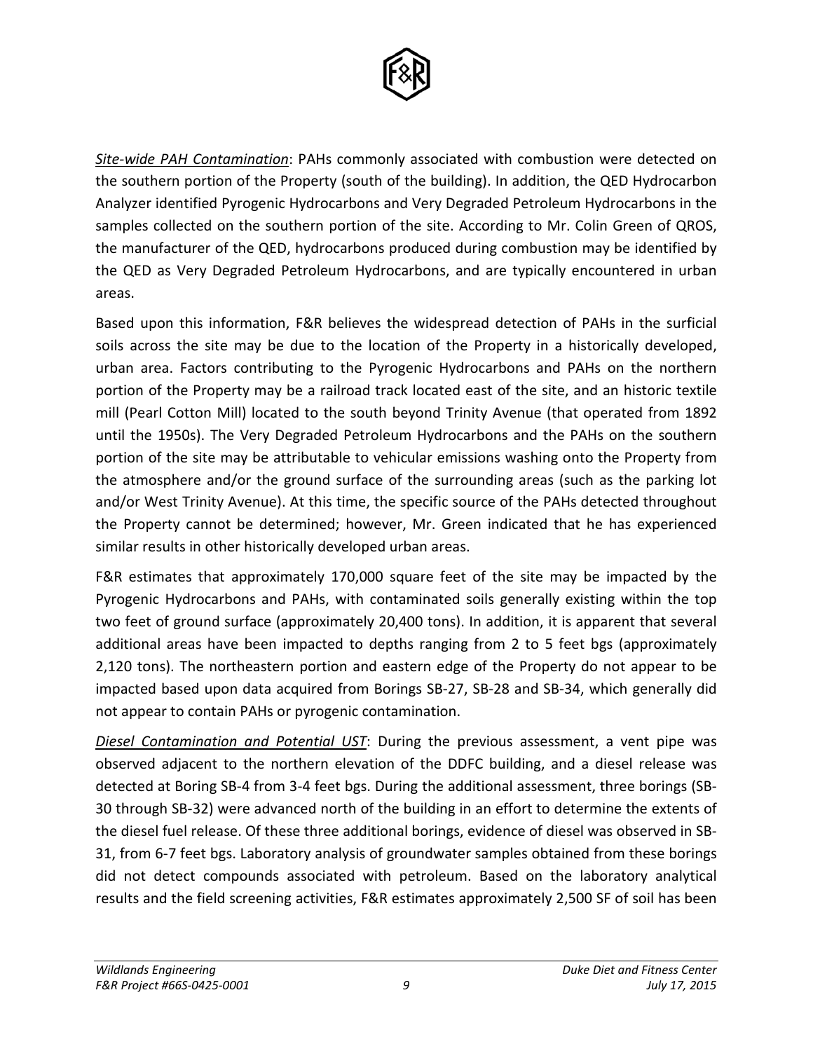*Site-wide PAH Contamination*: PAHs commonly associated with combustion were detected on the southern portion of the Property (south of the building). In addition, the QED Hydrocarbon Analyzer identified Pyrogenic Hydrocarbons and Very Degraded Petroleum Hydrocarbons in the samples collected on the southern portion of the site. According to Mr. Colin Green of QROS, the manufacturer of the QED, hydrocarbons produced during combustion may be identified by the QED as Very Degraded Petroleum Hydrocarbons, and are typically encountered in urban areas.

Based upon this information, F&R believes the widespread detection of PAHs in the surficial soils across the site may be due to the location of the Property in a historically developed, urban area. Factors contributing to the Pyrogenic Hydrocarbons and PAHs on the northern portion of the Property may be a railroad track located east of the site, and an historic textile mill (Pearl Cotton Mill) located to the south beyond Trinity Avenue (that operated from 1892 until the 1950s). The Very Degraded Petroleum Hydrocarbons and the PAHs on the southern portion of the site may be attributable to vehicular emissions washing onto the Property from the atmosphere and/or the ground surface of the surrounding areas (such as the parking lot and/or West Trinity Avenue). At this time, the specific source of the PAHs detected throughout the Property cannot be determined; however, Mr. Green indicated that he has experienced similar results in other historically developed urban areas.

F&R estimates that approximately 170,000 square feet of the site may be impacted by the Pyrogenic Hydrocarbons and PAHs, with contaminated soils generally existing within the top two feet of ground surface (approximately 20,400 tons). In addition, it is apparent that several additional areas have been impacted to depths ranging from 2 to 5 feet bgs (approximately 2,120 tons). The northeastern portion and eastern edge of the Property do not appear to be impacted based upon data acquired from Borings SB-27, SB-28 and SB-34, which generally did not appear to contain PAHs or pyrogenic contamination.

*Diesel Contamination and Potential UST*: During the previous assessment, a vent pipe was observed adjacent to the northern elevation of the DDFC building, and a diesel release was detected at Boring SB-4 from 3-4 feet bgs. During the additional assessment, three borings (SB-30 through SB-32) were advanced north of the building in an effort to determine the extents of the diesel fuel release. Of these three additional borings, evidence of diesel was observed in SB-31, from 6-7 feet bgs. Laboratory analysis of groundwater samples obtained from these borings did not detect compounds associated with petroleum. Based on the laboratory analytical results and the field screening activities, F&R estimates approximately 2,500 SF of soil has been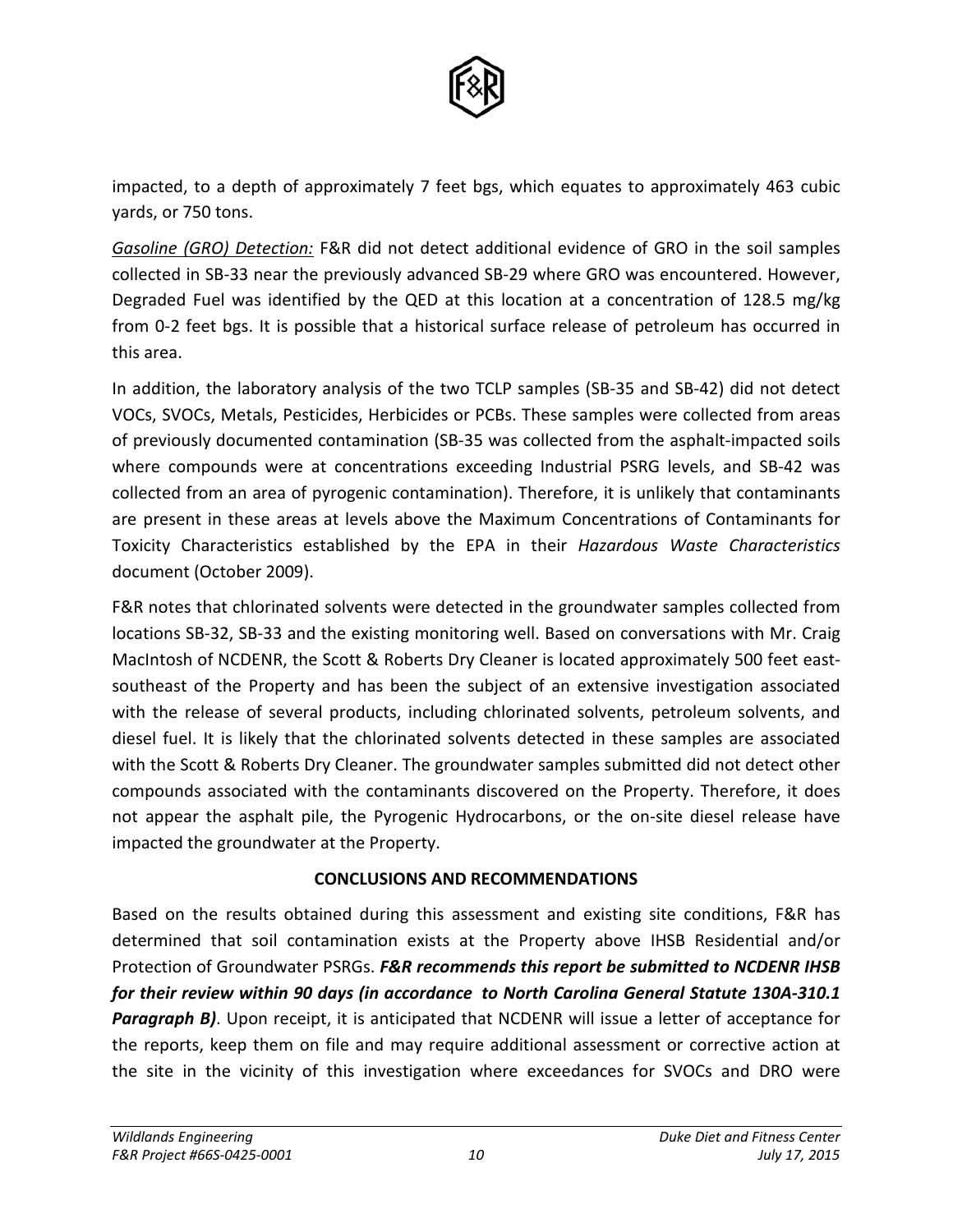impacted, to a depth of approximately 7 feet bgs, which equates to approximately 463 cubic yards, or 750 tons.

*Gasoline (GRO) Detection:* F&R did not detect additional evidence of GRO in the soil samples collected in SB-33 near the previously advanced SB-29 where GRO was encountered. However, Degraded Fuel was identified by the QED at this location at a concentration of 128.5 mg/kg from 0-2 feet bgs. It is possible that a historical surface release of petroleum has occurred in this area.

In addition, the laboratory analysis of the two TCLP samples (SB-35 and SB-42) did not detect VOCs, SVOCs, Metals, Pesticides, Herbicides or PCBs. These samples were collected from areas of previously documented contamination (SB-35 was collected from the asphalt-impacted soils where compounds were at concentrations exceeding Industrial PSRG levels, and SB-42 was collected from an area of pyrogenic contamination). Therefore, it is unlikely that contaminants are present in these areas at levels above the Maximum Concentrations of Contaminants for Toxicity Characteristics established by the EPA in their *Hazardous Waste Characteristics* document (October 2009).

F&R notes that chlorinated solvents were detected in the groundwater samples collected from locations SB-32, SB-33 and the existing monitoring well. Based on conversations with Mr. Craig MacIntosh of NCDENR, the Scott & Roberts Dry Cleaner is located approximately 500 feet east-southeast of the Property and has been the subject of an extensive investigation associated with the release of several products, including chlorinated solvents, petroleum solvents, and diesel fuel. It is likely that the chlorinated solvents detected in these samples are associated with the Scott & Roberts Dry Cleaner. The groundwater samples submitted did not detect other compounds associated with the contaminants discovered on the Property. Therefore, it does not appear the asphalt pile, the Pyrogenic Hydrocarbons, or the on-site diesel release have impacted the groundwater at the Property.

## CONCLUSIONS AND RECOMMENDATIONS

Based on the results obtained during this assessment and existing site conditions, F&R has determined that soil contamination exists at the Property above IHSB Residential and/or Protection of Groundwater PSRGs. ***F&R recommends this report be submitted to NCDENR IHSB for their review within 90 days (in accordance to North Carolina General Statute 130A-310.1 Paragraph B)***. Upon receipt, it is anticipated that NCDENR will issue a letter of acceptance for the reports, keep them on file and may require additional assessment or corrective action at the site in the vicinity of this investigation where exceedances for SVOCs and DRO were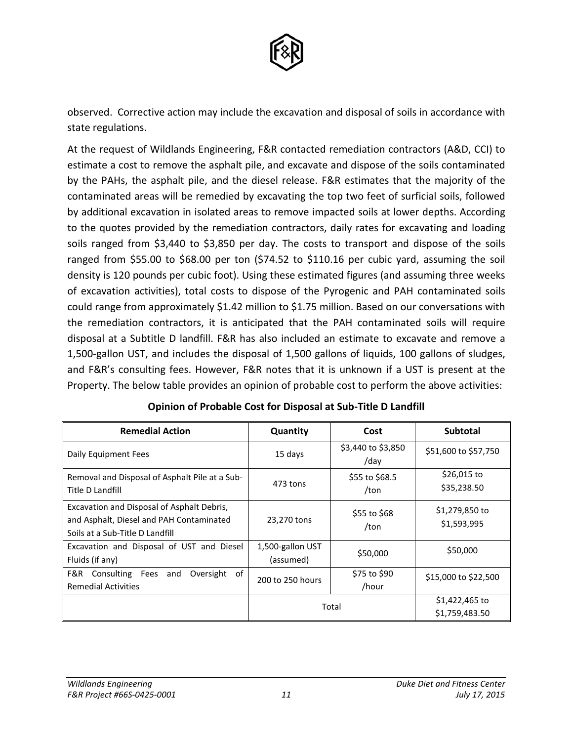observed. Corrective action may include the excavation and disposal of soils in accordance with state regulations.

At the request of Wildlands Engineering, F&R contacted remediation contractors (A&D, CCI) to estimate a cost to remove the asphalt pile, and excavate and dispose of the soils contaminated by the PAHs, the asphalt pile, and the diesel release. F&R estimates that the majority of the contaminated areas will be remedied by excavating the top two feet of surficial soils, followed by additional excavation in isolated areas to remove impacted soils at lower depths. According to the quotes provided by the remediation contractors, daily rates for excavating and loading soils ranged from $3,440 to $3,850 per day. The costs to transport and dispose of the soils ranged from $55.00 to $68.00 per ton ($74.52 to $110.16 per cubic yard, assuming the soil density is 120 pounds per cubic foot). Using these estimated figures (and assuming three weeks of excavation activities), total costs to dispose of the Pyrogenic and PAH contaminated soils could range from approximately $1.42 million to $1.75 million. Based on our conversations with the remediation contractors, it is anticipated that the PAH contaminated soils will require disposal at a Subtitle D landfill. F&R has also included an estimate to excavate and remove a 1,500-gallon UST, and includes the disposal of 1,500 gallons of liquids, 100 gallons of sludges, and F&R's consulting fees. However, F&R notes that it is unknown if a UST is present at the Property. The below table provides an opinion of probable cost to perform the above activities:

**Opinion of Probable Cost for Disposal at Sub-Title D Landfill**

| Remedial Action | Quantity | Cost | Subtotal |
|---|---|---|---|
| Daily Equipment Fees | 15 days | $3,440 to $3,850 /day | $51,600 to $57,750 |
| Removal and Disposal of Asphalt Pile at a Sub-Title D Landfill | 473 tons | $55 to $68.5 /ton | $26,015 to $35,238.50 |
| Excavation and Disposal of Asphalt Debris, and Asphalt, Diesel and PAH Contaminated Soils at a Sub-Title D Landfill | 23,270 tons | $55 to $68 /ton | $1,279,850 to $1,593,995 |
| Excavation and Disposal of UST and Diesel Fluids (if any) | 1,500-gallon UST (assumed) | $50,000 | $50,000 |
| F&R Consulting Fees and Oversight of Remedial Activities | 200 to 250 hours | $75 to $90 /hour | $15,000 to $22,500 |
| | Total | | $1,422,465 to $1,759,483.50 |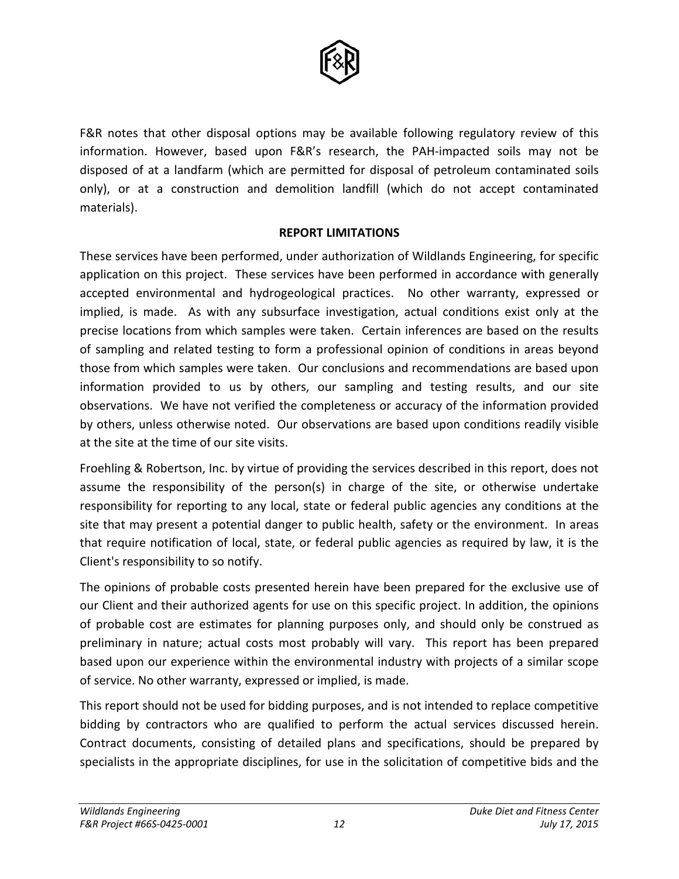F&R notes that other disposal options may be available following regulatory review of this information. However, based upon F&R's research, the PAH-impacted soils may not be disposed of at a landfarm (which are permitted for disposal of petroleum contaminated soils only), or at a construction and demolition landfill (which do not accept contaminated materials).

## REPORT LIMITATIONS

These services have been performed, under authorization of Wildlands Engineering, for specific application on this project. These services have been performed in accordance with generally accepted environmental and hydrogeological practices. No other warranty, expressed or implied, is made. As with any subsurface investigation, actual conditions exist only at the precise locations from which samples were taken. Certain inferences are based on the results of sampling and related testing to form a professional opinion of conditions in areas beyond those from which samples were taken. Our conclusions and recommendations are based upon information provided to us by others, our sampling and testing results, and our site observations. We have not verified the completeness or accuracy of the information provided by others, unless otherwise noted. Our observations are based upon conditions readily visible at the site at the time of our site visits.

Froehling & Robertson, Inc. by virtue of providing the services described in this report, does not assume the responsibility of the person(s) in charge of the site, or otherwise undertake responsibility for reporting to any local, state or federal public agencies any conditions at the site that may present a potential danger to public health, safety or the environment. In areas that require notification of local, state, or federal public agencies as required by law, it is the Client's responsibility to so notify.

The opinions of probable costs presented herein have been prepared for the exclusive use of our Client and their authorized agents for use on this specific project. In addition, the opinions of probable cost are estimates for planning purposes only, and should only be construed as preliminary in nature; actual costs most probably will vary. This report has been prepared based upon our experience within the environmental industry with projects of a similar scope of service. No other warranty, expressed or implied, is made.

This report should not be used for bidding purposes, and is not intended to replace competitive bidding by contractors who are qualified to perform the actual services discussed herein. Contract documents, consisting of detailed plans and specifications, should be prepared by specialists in the appropriate disciplines, for use in the solicitation of competitive bids and the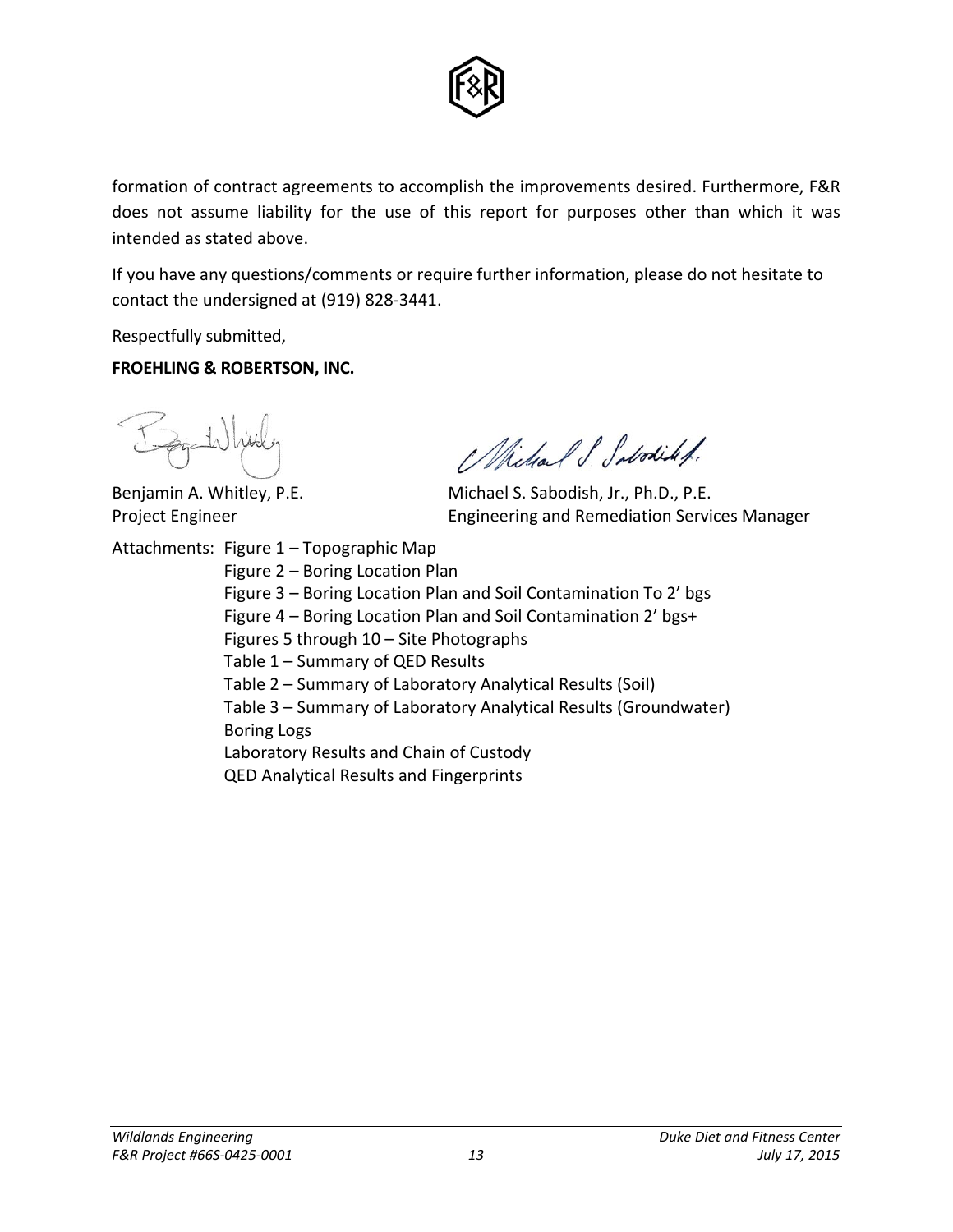formation of contract agreements to accomplish the improvements desired. Furthermore, F&R does not assume liability for the use of this report for purposes other than which it was intended as stated above.

If you have any questions/comments or require further information, please do not hesitate to contact the undersigned at (919) 828-3441.

Respectfully submitted,

**FROEHLING & ROBERTSON, INC.**

Benjamin A. Whitley, P.E.
Project Engineer

Michael S. Sabodish, Jr., Ph.D., P.E.
Engineering and Remediation Services Manager

Attachments:
- Figure 1 – Topographic Map
- Figure 2 – Boring Location Plan
- Figure 3 – Boring Location Plan and Soil Contamination To 2' bgs
- Figure 4 – Boring Location Plan and Soil Contamination 2' bgs+
- Figures 5 through 10 – Site Photographs
- Table 1 – Summary of QED Results
- Table 2 – Summary of Laboratory Analytical Results (Soil)
- Table 3 – Summary of Laboratory Analytical Results (Groundwater)
- Boring Logs
- Laboratory Results and Chain of Custody
- QED Analytical Results and Fingerprints